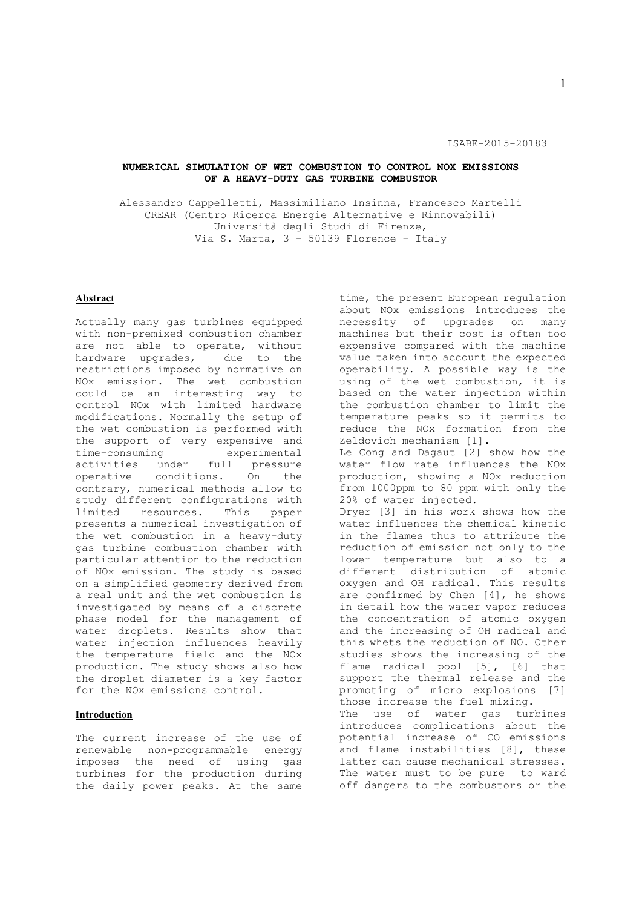ISABE-2015-20183

# NUMERICAL SIMULATION OF WET COMBUSTION TO CONTROL NOX EMISSIONS OF A HEAVY-DUTY GAS TURBINE COMBUSTOR

Alessandro Cappelletti, Massimiliano Insinna, Francesco Martelli
CREAR (Centro Ricerca Energie Alternative e Rinnovabili)
Università degli Studi di Firenze,
Via S. Marta, 3 - 50139 Florence – Italy

## Abstract

Actually many gas turbines equipped with non-premixed combustion chamber are not able to operate, without hardware upgrades, due to the restrictions imposed by normative on NOx emission. The wet combustion could be an interesting way to control NOx with limited hardware modifications. Normally the setup of the wet combustion is performed with the support of very expensive and time-consuming experimental activities under full pressure operative conditions. On the contrary, numerical methods allow to study different configurations with limited resources. This paper presents a numerical investigation of the wet combustion in a heavy-duty gas turbine combustion chamber with particular attention to the reduction of NOx emission. The study is based on a simplified geometry derived from a real unit and the wet combustion is investigated by means of a discrete phase model for the management of water droplets. Results show that water injection influences heavily the temperature field and the NOx production. The study shows also how the droplet diameter is a key factor for the NOx emissions control.

## Introduction

The current increase of the use of renewable non-programmable energy imposes the need of using gas turbines for the production during the daily power peaks. At the same time, the present European regulation about NOx emissions introduces the necessity of upgrades on many machines but their cost is often too expensive compared with the machine value taken into account the expected operability. A possible way is the using of the wet combustion, it is based on the water injection within the combustion chamber to limit the temperature peaks so it permits to reduce the NOx formation from the Zeldovich mechanism [1].

Le Cong and Dagaut [2] show how the water flow rate influences the NOx production, showing a NOx reduction from 1000ppm to 80 ppm with only the 20% of water injected.

Dryer [3] in his work shows how the water influences the chemical kinetic in the flames thus to attribute the reduction of emission not only to the lower temperature but also to a different distribution of atomic oxygen and OH radical. This results are confirmed by Chen [4], he shows in detail how the water vapor reduces the concentration of atomic oxygen and the increasing of OH radical and this whets the reduction of NO. Other studies shows the increasing of the flame radical pool [5], [6] that support the thermal release and the promoting of micro explosions [7] those increase the fuel mixing.

The use of water gas turbines introduces complications about the potential increase of CO emissions and flame instabilities [8], these latter can cause mechanical stresses. The water must to be pure to ward off dangers to the combustors or the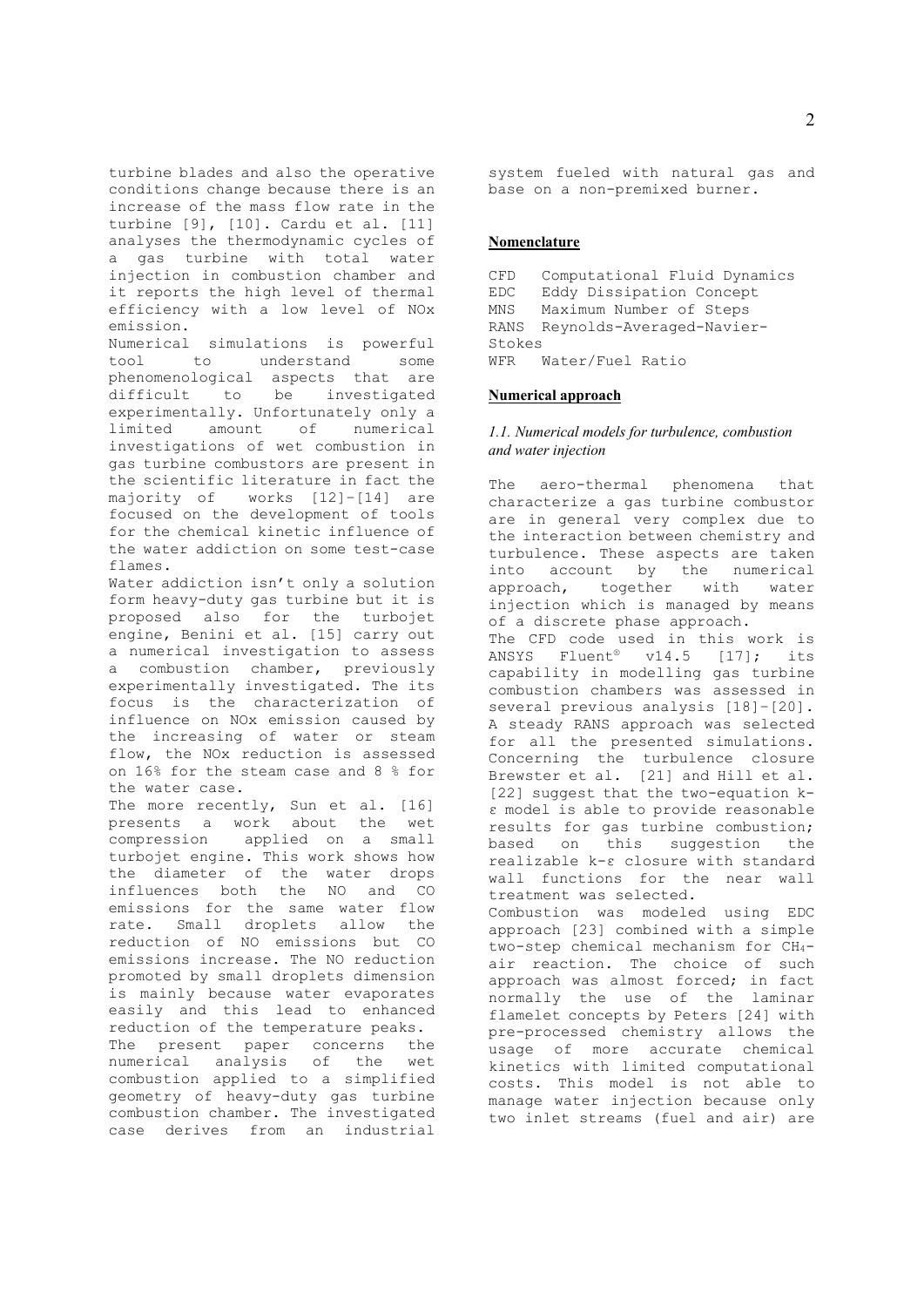turbine blades and also the operative conditions change because there is an increase of the mass flow rate in the turbine [9], [10]. Cardu et al. [11] analyses the thermodynamic cycles of a gas turbine with total water injection in combustion chamber and it reports the high level of thermal efficiency with a low level of NOx emission.

Numerical simulations is powerful tool to understand some phenomenological aspects that are difficult to be investigated experimentally. Unfortunately only a limited amount of numerical investigations of wet combustion in gas turbine combustors are present in the scientific literature in fact the majority of works [12]-[14] are focused on the development of tools for the chemical kinetic influence of the water addiction on some test-case flames.

Water addiction isn't only a solution form heavy-duty gas turbine but it is proposed also for the turbojet engine, Benini et al. [15] carry out a numerical investigation to assess a combustion chamber, previously experimentally investigated. The its focus is the characterization of influence on NOx emission caused by the increasing of water or steam flow, the NOx reduction is assessed on 16% for the steam case and 8 % for the water case.

The more recently, Sun et al. [16] presents a work about the wet compression applied on a small turbojet engine. This work shows how the diameter of the water drops influences both the NO and CO emissions for the same water flow rate. Small droplets allow the reduction of NO emissions but CO emissions increase. The NO reduction promoted by small droplets dimension is mainly because water evaporates easily and this lead to enhanced reduction of the temperature peaks.

The present paper concerns the numerical analysis of the wet combustion applied to a simplified geometry of heavy-duty gas turbine combustion chamber. The investigated case derives from an industrial system fueled with natural gas and base on a non-premixed burner.

## Nomenclature

CFD Computational Fluid Dynamics
EDC Eddy Dissipation Concept
MNS Maximum Number of Steps
RANS Reynolds-Averaged-Navier-Stokes
WFR Water/Fuel Ratio

## Numerical approach

### *1.1. Numerical models for turbulence, combustion and water injection*

The aero-thermal phenomena that characterize a gas turbine combustor are in general very complex due to the interaction between chemistry and turbulence. These aspects are taken into account by the numerical approach, together with water injection which is managed by means of a discrete phase approach.

The CFD code used in this work is ANSYS Fluent® v14.5 [17]; its capability in modelling gas turbine combustion chambers was assessed in several previous analysis [18]-[20]. A steady RANS approach was selected for all the presented simulations. Concerning the turbulence closure Brewster et al. [21] and Hill et al. [22] suggest that the two-equation k-ε model is able to provide reasonable results for gas turbine combustion; based on this suggestion the realizable k-ε closure with standard wall functions for the near wall treatment was selected.

Combustion was modeled using EDC approach [23] combined with a simple two-step chemical mechanism for $CH_4$-air reaction. The choice of such approach was almost forced; in fact normally the use of the laminar flamelet concepts by Peters [24] with pre-processed chemistry allows the usage of more accurate chemical kinetics with limited computational costs. This model is not able to manage water injection because only two inlet streams (fuel and air) are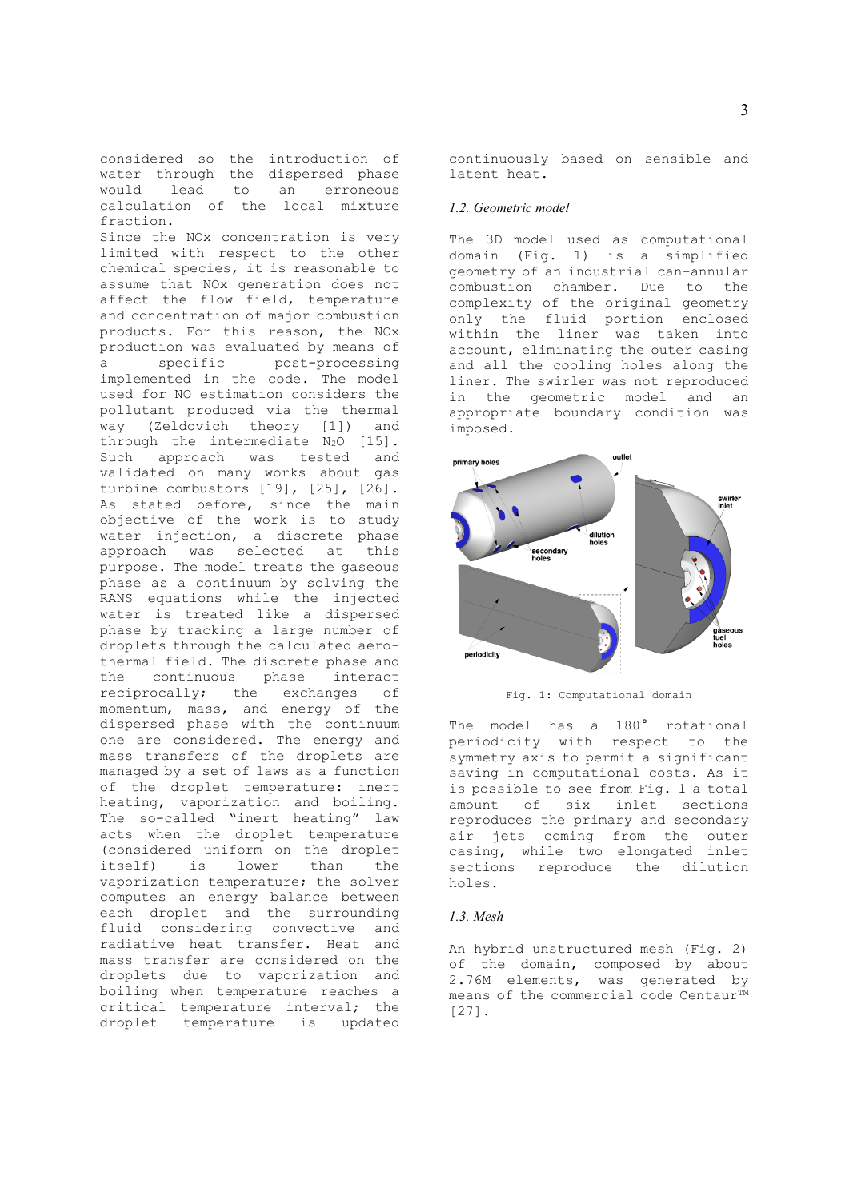considered so the introduction of water through the dispersed phase would lead to an erroneous calculation of the local mixture fraction.

Since the NOx concentration is very limited with respect to the other chemical species, it is reasonable to assume that NOx generation does not affect the flow field, temperature and concentration of major combustion products. For this reason, the NOx production was evaluated by means of a specific post-processing implemented in the code. The model used for NO estimation considers the pollutant produced via the thermal way (Zeldovich theory [1]) and through the intermediate $N_2O$ [15]. Such approach was tested and validated on many works about gas turbine combustors [19], [25], [26]. As stated before, since the main objective of the work is to study water injection, a discrete phase approach was selected at this purpose. The model treats the gaseous phase as a continuum by solving the RANS equations while the injected water is treated like a dispersed phase by tracking a large number of droplets through the calculated aero-thermal field. The discrete phase and the continuous phase interact reciprocally; the exchanges of momentum, mass, and energy of the dispersed phase with the continuum one are considered. The energy and mass transfers of the droplets are managed by a set of laws as a function of the droplet temperature: inert heating, vaporization and boiling. The so-called "inert heating" law acts when the droplet temperature (considered uniform on the droplet itself) is lower than the vaporization temperature; the solver computes an energy balance between each droplet and the surrounding fluid considering convective and radiative heat transfer. Heat and mass transfer are considered on the droplets due to vaporization and boiling when temperature reaches a critical temperature interval; the droplet temperature is updated continuously based on sensible and latent heat.

### *1.2. Geometric model*

The 3D model used as computational domain (Fig. 1) is a simplified geometry of an industrial can-annular combustion chamber. Due to the complexity of the original geometry only the fluid portion enclosed within the liner was taken into account, eliminating the outer casing and all the cooling holes along the liner. The swirler was not reproduced in the geometric model and an appropriate boundary condition was imposed.

Fig. 1: Computational domain

The model has a 180° rotational periodicity with respect to the symmetry axis to permit a significant saving in computational costs. As it is possible to see from Fig. 1 a total amount of six inlet sections reproduces the primary and secondary air jets coming from the outer casing, while two elongated inlet sections reproduce the dilution holes.

### *1.3. Mesh*

An hybrid unstructured mesh (Fig. 2) of the domain, composed by about 2.76M elements, was generated by means of the commercial code Centaur™ [27].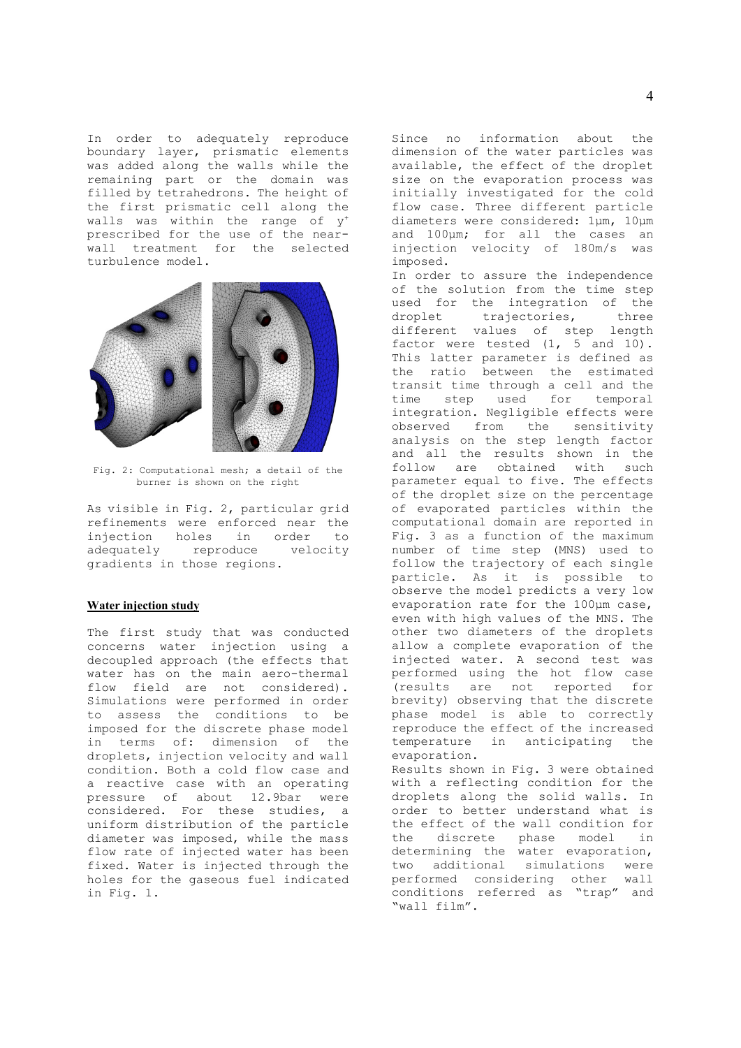In order to adequately reproduce boundary layer, prismatic elements was added along the walls while the remaining part or the domain was filled by tetrahedrons. The height of the first prismatic cell along the walls was within the range of $y^+$ prescribed for the use of the near-wall treatment for the selected turbulence model.

Fig. 2: Computational mesh; a detail of the burner is shown on the right

As visible in Fig. 2, particular grid refinements were enforced near the injection holes in order to adequately reproduce velocity gradients in those regions.

## Water injection study

The first study that was conducted concerns water injection using a decoupled approach (the effects that water has on the main aero-thermal flow field are not considered). Simulations were performed in order to assess the conditions to be imposed for the discrete phase model in terms of: dimension of the droplets, injection velocity and wall condition. Both a cold flow case and a reactive case with an operating pressure of about 12.9bar were considered. For these studies, a uniform distribution of the particle diameter was imposed, while the mass flow rate of injected water has been fixed. Water is injected through the holes for the gaseous fuel indicated in Fig. 1.

Since no information about the dimension of the water particles was available, the effect of the droplet size on the evaporation process was initially investigated for the cold flow case. Three different particle diameters were considered: 1μm, 10μm and 100μm; for all the cases an injection velocity of 180m/s was imposed.

In order to assure the independence of the solution from the time step used for the integration of the droplet trajectories, three different values of step length factor were tested (1, 5 and 10). This latter parameter is defined as the ratio between the estimated transit time through a cell and the time step used for temporal integration. Negligible effects were observed from the sensitivity analysis on the step length factor and all the results shown in the follow are obtained with such parameter equal to five. The effects of the droplet size on the percentage of evaporated particles within the computational domain are reported in Fig. 3 as a function of the maximum number of time step (MNS) used to follow the trajectory of each single particle. As it is possible to observe the model predicts a very low evaporation rate for the 100μm case, even with high values of the MNS. The other two diameters of the droplets allow a complete evaporation of the injected water. A second test was performed using the hot flow case (results are not reported for brevity) observing that the discrete phase model is able to correctly reproduce the effect of the increased temperature in anticipating the evaporation.

Results shown in Fig. 3 were obtained with a reflecting condition for the droplets along the solid walls. In order to better understand what is the effect of the wall condition for the discrete phase model in determining the water evaporation, two additional simulations were performed considering other wall conditions referred as "trap" and "wall film".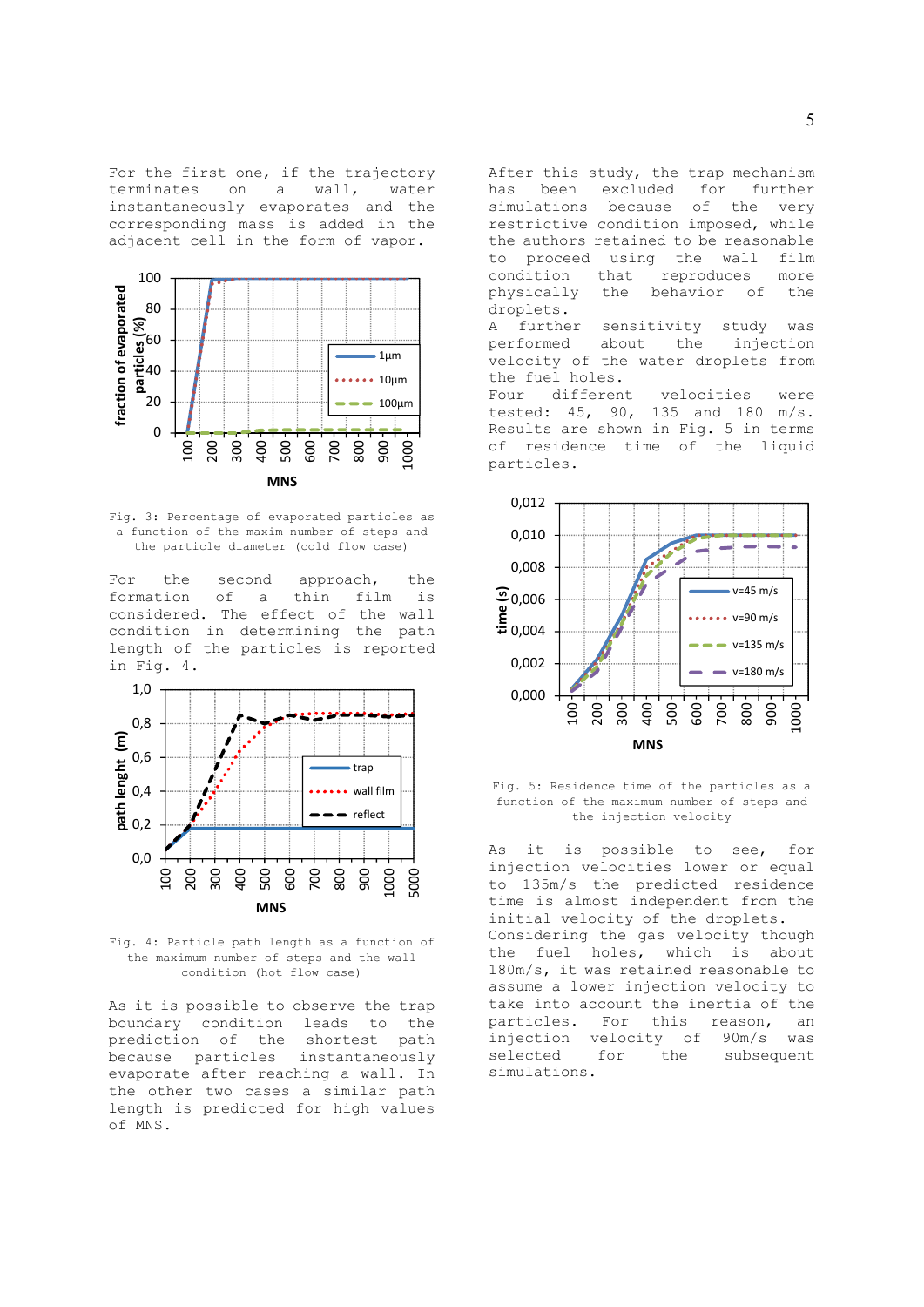For the first one, if the trajectory terminates on a wall, water instantaneously evaporates and the corresponding mass is added in the adjacent cell in the form of vapor.

Fig. 3: Percentage of evaporated particles as a function of the maxim number of steps and the particle diameter (cold flow case)

For the second approach, the formation of a thin film is considered. The effect of the wall condition in determining the path length of the particles is reported in Fig. 4.

Fig. 4: Particle path length as a function of the maximum number of steps and the wall condition (hot flow case)

As it is possible to observe the trap boundary condition leads to the prediction of the shortest path because particles instantaneously evaporate after reaching a wall. In the other two cases a similar path length is predicted for high values of MNS.

After this study, the trap mechanism has been excluded for further simulations because of the very restrictive condition imposed, while the authors retained to be reasonable to proceed using the wall film condition that reproduces more physically the behavior of the droplets.

A further sensitivity study was performed about the injection velocity of the water droplets from the fuel holes.

Four different velocities were tested: 45, 90, 135 and 180 m/s. Results are shown in Fig. 5 in terms of residence time of the liquid particles.

Fig. 5: Residence time of the particles as a function of the maximum number of steps and the injection velocity

As it is possible to see, for injection velocities lower or equal to 135m/s the predicted residence time is almost independent from the initial velocity of the droplets. Considering the gas velocity though the fuel holes, which is about 180m/s, it was retained reasonable to assume a lower injection velocity to take into account the inertia of the particles. For this reason, an injection velocity of 90m/s was selected for the subsequent simulations.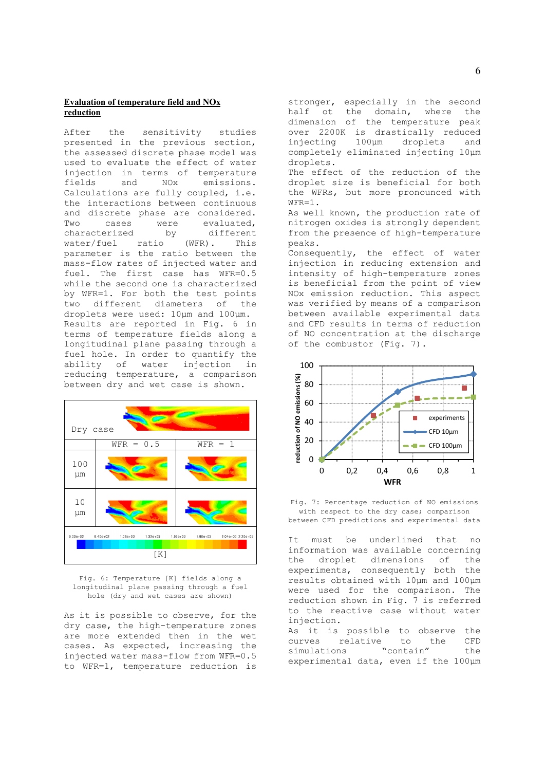**Evaluation of temperature field and NOx reduction**

After the sensitivity studies presented in the previous section, the assessed discrete phase model was used to evaluate the effect of water injection in terms of temperature fields and NOx emissions. Calculations are fully coupled, i.e. the interactions between continuous and discrete phase are considered. Two cases were evaluated, characterized by different water/fuel ratio (WFR). This parameter is the ratio between the mass-flow rates of injected water and fuel. The first case has WFR=0.5 while the second one is characterized by WFR=1. For both the test points two different diameters of the droplets were used: 10µm and 100µm. Results are reported in Fig. 6 in terms of temperature fields along a longitudinal plane passing through a fuel hole. In order to quantify the ability of water injection in reducing temperature, a comparison between dry and wet case is shown.

| Dry case | | |
|---|---|---|
| | WFR = 0.5 | WFR = 1 |
| 100 µm | | |
| 10 µm | | |
| [K] | | |

Fig. 6: Temperature [K] fields along a longitudinal plane passing through a fuel hole (dry and wet cases are shown)

As it is possible to observe, for the dry case, the high-temperature zones are more extended then in the wet cases. As expected, increasing the injected water mass-flow from WFR=0.5 to WFR=1, temperature reduction is stronger, especially in the second half ot the domain, where the dimension of the temperature peak over 2200K is drastically reduced injecting 100µm droplets and completely eliminated injecting 10µm droplets.

The effect of the reduction of the droplet size is beneficial for both the WFRs, but more pronounced with WFR=1.

As well known, the production rate of nitrogen oxides is strongly dependent from the presence of high-temperature peaks.

Consequently, the effect of water injection in reducing extension and intensity of high-temperature zones is beneficial from the point of view NOx emission reduction. This aspect was verified by means of a comparison between available experimental data and CFD results in terms of reduction of NO concentration at the discharge of the combustor (Fig. 7).

Fig. 7: Percentage reduction of NO emissions with respect to the dry case; comparison between CFD predictions and experimental data

It must be underlined that no information was available concerning the droplet dimensions of the experiments, consequently both the results obtained with 10µm and 100µm were used for the comparison. The reduction shown in Fig. 7 is referred to the reactive case without water injection.

As it is possible to observe the curves relative to the CFD simulations "contain" the experimental data, even if the 100µm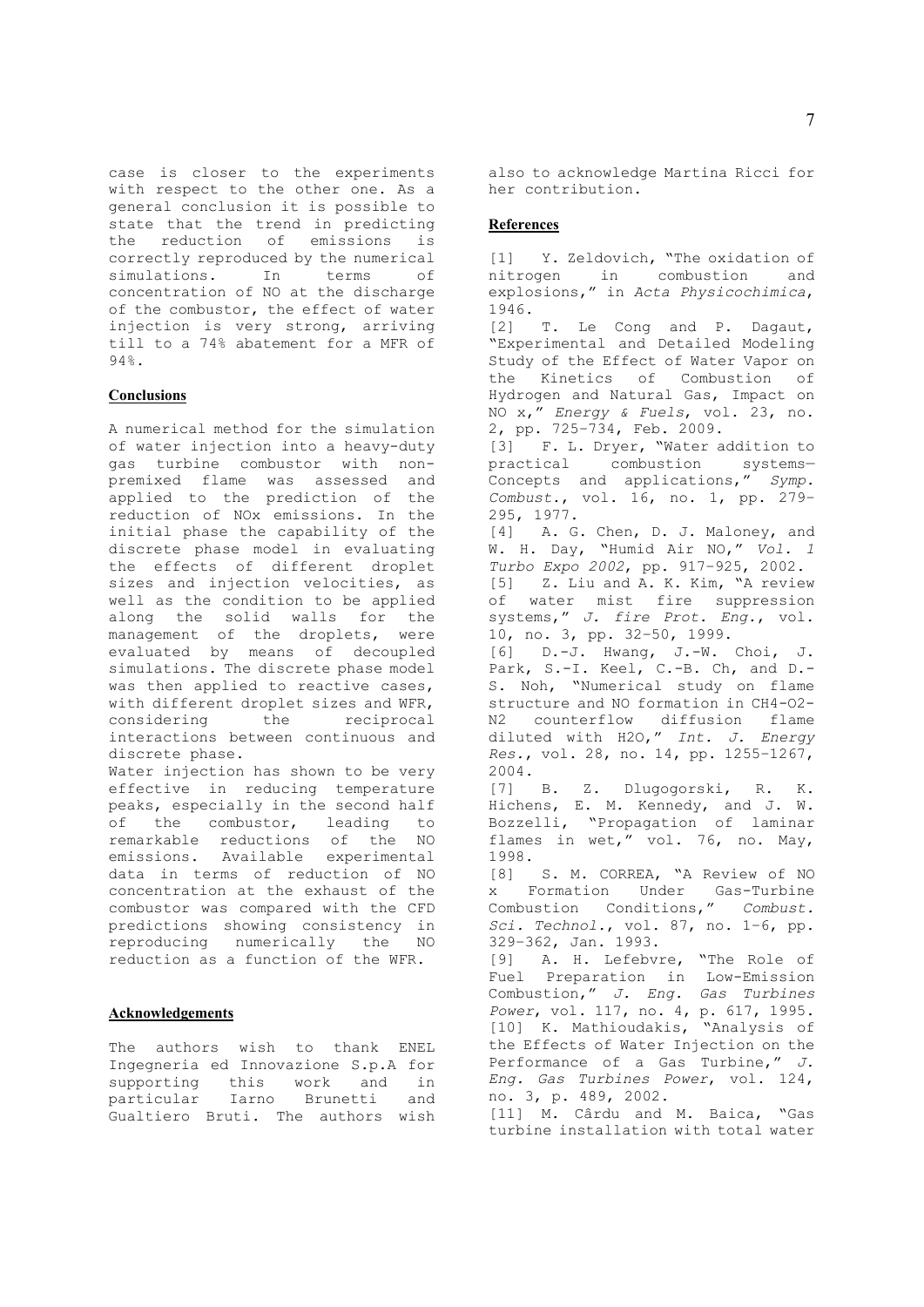case is closer to the experiments with respect to the other one. As a general conclusion it is possible to state that the trend in predicting the reduction of emissions is correctly reproduced by the numerical simulations. In terms of concentration of NO at the discharge of the combustor, the effect of water injection is very strong, arriving till to a 74% abatement for a MFR of 94%.

## Conclusions

A numerical method for the simulation of water injection into a heavy-duty gas turbine combustor with non-premixed flame was assessed and applied to the prediction of the reduction of NOx emissions. In the initial phase the capability of the discrete phase model in evaluating the effects of different droplet sizes and injection velocities, as well as the condition to be applied along the solid walls for the management of the droplets, were evaluated by means of decoupled simulations. The discrete phase model was then applied to reactive cases, with different droplet sizes and WFR, considering the reciprocal interactions between continuous and discrete phase.

Water injection has shown to be very effective in reducing temperature peaks, especially in the second half of the combustor, leading to remarkable reductions of the NO emissions. Available experimental data in terms of reduction of NO concentration at the exhaust of the combustor was compared with the CFD predictions showing consistency in reproducing numerically the NO reduction as a function of the WFR.

## Acknowledgements

The authors wish to thank ENEL Ingegneria ed Innovazione S.p.A for supporting this work and in particular Iarno Brunetti and Gualtiero Bruti. The authors wish also to acknowledge Martina Ricci for her contribution.

## References

[1] Y. Zeldovich, "The oxidation of nitrogen in combustion and explosions," in *Acta Physicochimica*, 1946.

[2] T. Le Cong and P. Dagaut, "Experimental and Detailed Modeling Study of the Effect of Water Vapor on the Kinetics of Combustion of Hydrogen and Natural Gas, Impact on NO x," *Energy & Fuels*, vol. 23, no. 2, pp. 725–734, Feb. 2009.

[3] F. L. Dryer, "Water addition to practical combustion systems—Concepts and applications," *Symp. Combust.*, vol. 16, no. 1, pp. 279–295, 1977.

[4] A. G. Chen, D. J. Maloney, and W. H. Day, "Humid Air NO," *Vol. 1 Turbo Expo 2002*, pp. 917–925, 2002.

[5] Z. Liu and A. K. Kim, "A review of water mist fire suppression systems," *J. fire Prot. Eng.*, vol. 10, no. 3, pp. 32–50, 1999.

[6] D.-J. Hwang, J.-W. Choi, J. Park, S.-I. Keel, C.-B. Ch, and D.-S. Noh, "Numerical study on flame structure and NO formation in CH4-O2-N2 counterflow diffusion flame diluted with H2O," *Int. J. Energy Res.*, vol. 28, no. 14, pp. 1255–1267, 2004.

[7] B. Z. Dlugogorski, R. K. Hichens, E. M. Kennedy, and J. W. Bozzelli, "Propagation of laminar flames in wet," vol. 76, no. May, 1998.

[8] S. M. CORREA, "A Review of NO x Formation Under Gas-Turbine Combustion Conditions," *Combust. Sci. Technol.*, vol. 87, no. 1–6, pp. 329–362, Jan. 1993.

[9] A. H. Lefebvre, "The Role of Fuel Preparation in Low-Emission Combustion," *J. Eng. Gas Turbines Power*, vol. 117, no. 4, p. 617, 1995.

[10] K. Mathioudakis, "Analysis of the Effects of Water Injection on the Performance of a Gas Turbine," *J. Eng. Gas Turbines Power*, vol. 124, no. 3, p. 489, 2002.

[11] M. Cârdu and M. Baica, "Gas turbine installation with total water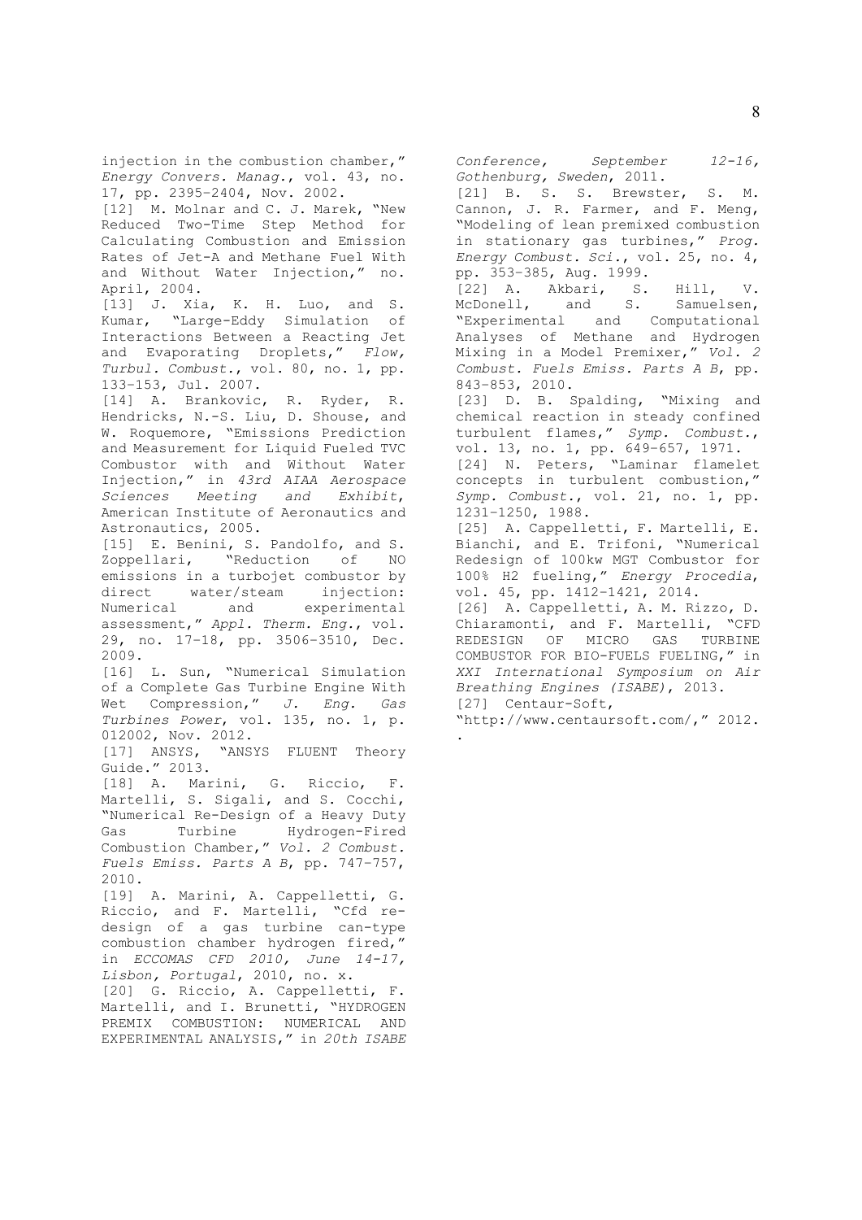injection in the combustion chamber," *Energy Convers. Manag.*, vol. 43, no. 17, pp. 2395–2404, Nov. 2002.

[12] M. Molnar and C. J. Marek, "New Reduced Two-Time Step Method for Calculating Combustion and Emission Rates of Jet-A and Methane Fuel With and Without Water Injection," no. April, 2004.

[13] J. Xia, K. H. Luo, and S. Kumar, "Large-Eddy Simulation of Interactions Between a Reacting Jet and Evaporating Droplets," *Flow, Turbul. Combust.*, vol. 80, no. 1, pp. 133–153, Jul. 2007.

[14] A. Brankovic, R. Ryder, R. Hendricks, N.-S. Liu, D. Shouse, and W. Roquemore, "Emissions Prediction and Measurement for Liquid Fueled TVC Combustor with and Without Water Injection," in *43rd AIAA Aerospace Sciences Meeting and Exhibit*, American Institute of Aeronautics and Astronautics, 2005.

[15] E. Benini, S. Pandolfo, and S. Zoppellari, "Reduction of NO emissions in a turbojet combustor by direct water/steam injection: Numerical and experimental assessment," *Appl. Therm. Eng.*, vol. 29, no. 17–18, pp. 3506–3510, Dec. 2009.

[16] L. Sun, "Numerical Simulation of a Complete Gas Turbine Engine With Wet Compression," *J. Eng. Gas Turbines Power*, vol. 135, no. 1, p. 012002, Nov. 2012.

[17] ANSYS, "ANSYS FLUENT Theory Guide." 2013.

[18] A. Marini, G. Riccio, F. Martelli, S. Sigali, and S. Cocchi, "Numerical Re-Design of a Heavy Duty Gas Turbine Hydrogen-Fired Combustion Chamber," *Vol. 2 Combust. Fuels Emiss. Parts A B*, pp. 747–757, 2010.

[19] A. Marini, A. Cappelletti, G. Riccio, and F. Martelli, "Cfd re-design of a gas turbine can-type combustion chamber hydrogen fired," in *ECCOMAS CFD 2010, June 14-17, Lisbon, Portugal*, 2010, no. x.

[20] G. Riccio, A. Cappelletti, F. Martelli, and I. Brunetti, "HYDROGEN PREMIX COMBUSTION: NUMERICAL AND EXPERIMENTAL ANALYSIS," in *20th ISABE Conference, September 12-16, Gothenburg, Sweden*, 2011.

[21] B. S. S. Brewster, S. M. Cannon, J. R. Farmer, and F. Meng, "Modeling of lean premixed combustion in stationary gas turbines," *Prog. Energy Combust. Sci.*, vol. 25, no. 4, pp. 353–385, Aug. 1999.

[22] A. Akbari, S. Hill, V. McDonell, and S. Samuelsen, "Experimental and Computational Analyses of Methane and Hydrogen Mixing in a Model Premixer," *Vol. 2 Combust. Fuels Emiss. Parts A B*, pp. 843–853, 2010.

[23] D. B. Spalding, "Mixing and chemical reaction in steady confined turbulent flames," *Symp. Combust.*, vol. 13, no. 1, pp. 649–657, 1971.

[24] N. Peters, "Laminar flamelet concepts in turbulent combustion," *Symp. Combust.*, vol. 21, no. 1, pp. 1231–1250, 1988.

[25] A. Cappelletti, F. Martelli, E. Bianchi, and E. Trifoni, "Numerical Redesign of 100kw MGT Combustor for 100% H2 fueling," *Energy Procedia*, vol. 45, pp. 1412–1421, 2014.

[26] A. Cappelletti, A. M. Rizzo, D. Chiaramonti, and F. Martelli, "CFD REDESIGN OF MICRO GAS TURBINE COMBUSTOR FOR BIO-FUELS FUELING," in *XXI International Symposium on Air Breathing Engines (ISABE)*, 2013.

[27] Centaur-Soft, "http://www.centaursoft.com/," 2012.

.